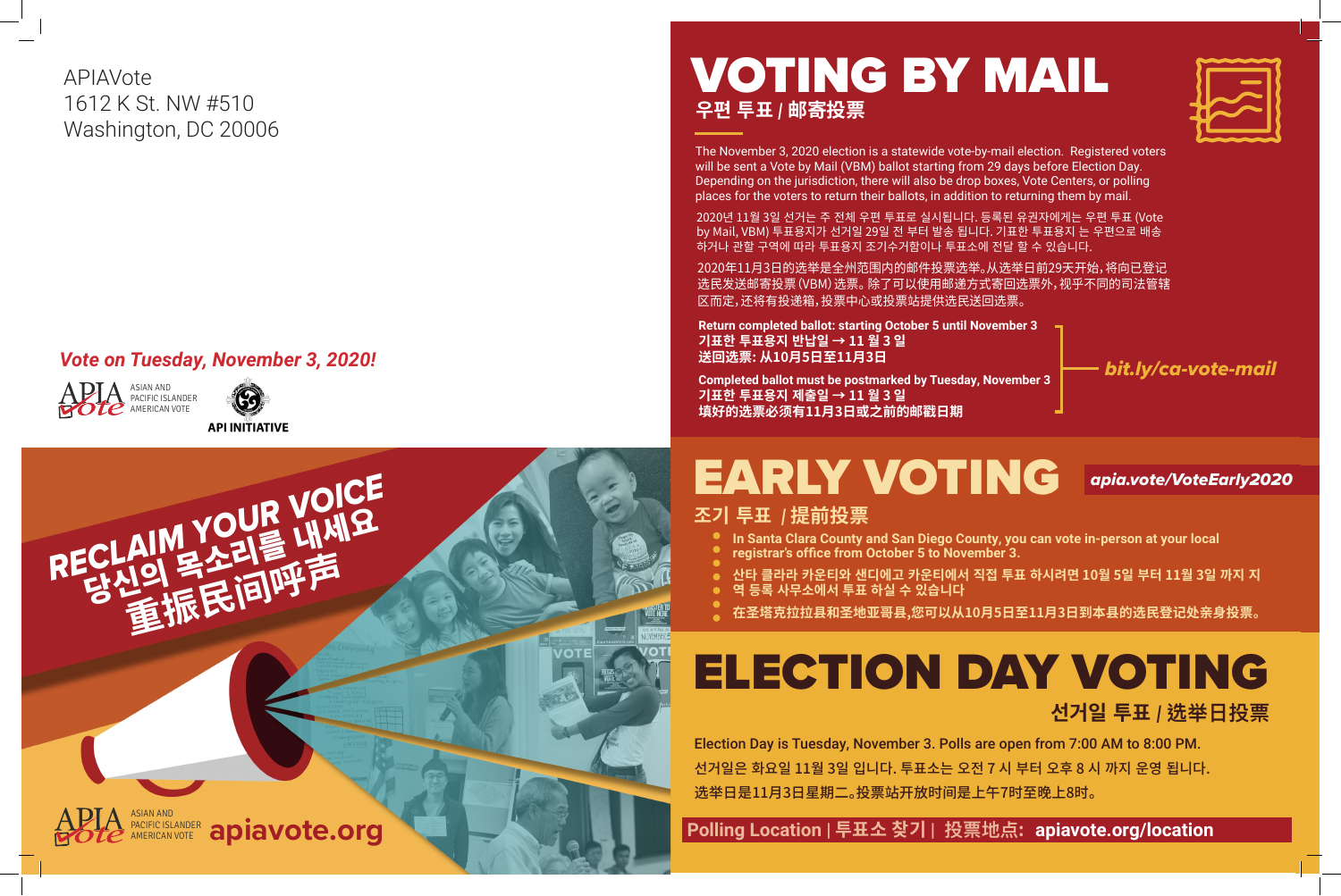APIAVote
1612 K St. NW #510
Washington, DC 20006

*Vote on Tuesday, November 3, 2020!*

APIA Vote — ASIAN AND PACIFIC ISLANDER AMERICAN VOTE

API INITIATIVE

# RECLAIM YOUR VOICE
# 당신의 목소리를 내세요
# 重振民间呼声

APIA Vote — ASIAN AND PACIFIC ISLANDER AMERICAN VOTE **apiavote.org**

# VOTING BY MAIL

## 우편 투표 / 邮寄投票

The November 3, 2020 election is a statewide vote-by-mail election. Registered voters will be sent a Vote by Mail (VBM) ballot starting from 29 days before Election Day. Depending on the jurisdiction, there will also be drop boxes, Vote Centers, or polling places for the voters to return their ballots, in addition to returning them by mail.

2020년 11월 3일 선거는 주 전체 우편 투표로 실시됩니다. 등록된 유권자에게는 우편 투표 (Vote by Mail, VBM) 투표용지가 선거일 29일 전 부터 발송 됩니다. 기표한 투표용지 는 우편으로 배송 하거나 관할 구역에 따라 투표용지 조기수거함이나 투표소에 전달 할 수 있습니다.

2020年11月3日的选举是全州范围内的邮件投票选举。从选举日前29天开始，将向已登记选民发送邮寄投票（VBM）选票。除了可以使用邮递方式寄回选票外，视乎不同的司法管辖区而定，还将有投递箱，投票中心或投票站提供选民送回选票。

**Return completed ballot: starting October 5 until November 3**
**기표한 투표용지 반납일 → 11 월 3 일**
**送回选票：从10月5日至11月3日**

**Completed ballot must be postmarked by Tuesday, November 3**
**기표한 투표용지 제출일 → 11 월 3 일**
**填好的选票必须有11月3日或之前的邮戳日期**

***bit.ly/ca-vote-mail***

# EARLY VOTING

***apia.vote/VoteEarly2020***

## 조기 투표 / 提前投票

- **In Santa Clara County and San Diego County, you can vote in-person at your local registrar's office from October 5 to November 3.**
- **산타 클라라 카운티와 샌디에고 카운티에서 직접 투표 하시려면 10월 5일 부터 11월 3일 까지 지역 등록 사무소에서 투표 하실 수 있습니다**
- **在圣塔克拉拉县和圣地亚哥县，您可以从10月5日至11月3日到本县的选民登记处亲身投票。**

# ELECTION DAY VOTING

## 선거일 투표 / 选举日投票

Election Day is Tuesday, November 3. Polls are open from 7:00 AM to 8:00 PM.

선거일은 화요일 11월 3일 입니다. 투표소는 오전 7 시 부터 오후 8 시 까지 운영 됩니다.

选举日是11月3日星期二。投票站开放时间是上午7时至晚上8时。

**Polling Location | 투표소 찾기 | 投票地点: apiavote.org/location**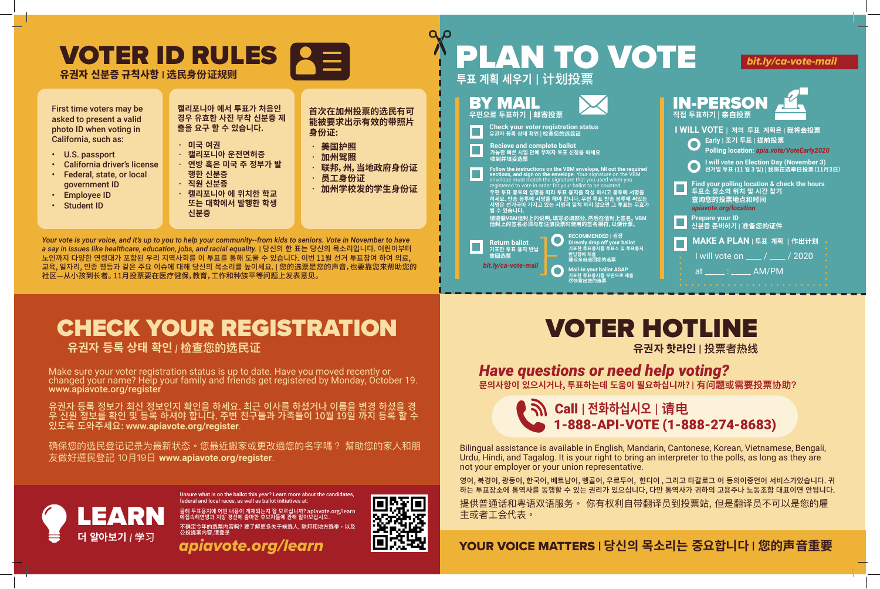# VOTER ID RULES

유권자 신분증 규칙사항 | 选民身份证规则

First time voters may be asked to present a valid photo ID when voting in California, such as:

- U.S. passport
- California driver's license
- Federal, state, or local government ID
- Employee ID
- Student ID

캘리포니아 에서 투표가 처음인 경우 유효한 사진 부착 신분증 제출을 요구 할 수 있습니다.

- 미국 여권
- 캘리포니아 운전면허증
- 연방 혹은 미국 주 정부가 발행한 신분증
- 직원 신분증
- 캘리포니아 에 위치한 학교 또는 대학에서 발행한 학생 신분증

首次在加州投票的选民有可能被要求出示有效的带照片身份证:

- 美国护照
- 加州驾照
- 联邦, 州, 当地政府身份证
- 员工身份证
- 加州学校发的学生身份证

*Your vote is your voice, and it's up to you to help your community--from kids to seniors. Vote in November to have a say in issues like healthcare, education, jobs, and racial equality.* | 당신의 한 표는 당신의 목소리입니다. 어린이부터 노인까지 다양한 연령대가 포함된 우리 지역사회를 이 투표를 통해 도울 수 있습니다. 이번 11월 선거 투표참여 하여 의료, 교육, 일자리, 인종 평등과 같은 주요 이슈에 대해 당신의 목소리를 높이세요. | 您的选票是您的声音, 也要靠您来帮助您的社区—从小孩到长者。11月投票要在医疗健保, 教育, 工作和种族平等问题上发表意见。

# PLAN TO VOTE

투표 계획 세우기 | 计划投票

*bit.ly/ca-vote-mail*

## BY MAIL

우편으로 투표하기 | 邮寄投票

- Check your voter registration status
  유권자 등록 상태 확인 | 检查您的选民证
- Recieve and complete ballot
  가능한 빠른 시일 안에 부재자 투표 신청을 하세요
  收到并填妥选票
- **Follow the instructions on the VBM envelope, fill out the required sections, and sign on the envelope.** Your signature on the VBM envelope must match the signature that you used when you registered to vote in order for your ballot to be counted.
  우편 투표 봉투의 설명을 따라 투표 용지를 작성 하시고 봉투에 서명을 하세요. 반송 봉투에 서명을 해야 합니다. 우편 투표 반송 봉투에 써있는 서명은 선거국이 가지고 있는 서명과 일치 하지 않으면 그 투표는 무효가 될 수 있습니다.
  请遵循VBM信封上的说明, 填写必填部分, 然后在信封上签名。VBM信封上的签名必须与您注册投票时使用的签名相符, 以便计票。
- Return ballot
  기표한 투표 용지 반납
  寄回选票
  *bit.ly/ca-vote-mail*
  - RECOMMENDED | 권장
    Directly drop off your ballot
    기표한 투표용지를 투표소 및 투표용지 반납함에 제출
    建议亲自送回您的选票
  - Mail-in your ballot ASAP
    기표한 투표용지를 우편으로 제출
    尽快寄出您的选票

## IN-PERSON

직접 투표하기 | 亲自投票

**I WILL VOTE** | 저의 투표 계획은 | 我将会投票

- Early | 조기 투표 | 提前投票
  Polling location: *apia.vote/VoteEarly2020*
- I will vote on Election Day (November 3)
  선거일 투표 (11 월 3 일) | 我将在选举日投票(11月3日)

- Find your polling location & check the hours
  투표소 장소의 위치 및 시간 찾기
  查询您的投票地点和时间
  *apiavote.org/location*
- Prepare your ID
  신분증 준비하기 | 准备您的证件
- **MAKE A PLAN** | 투표 계획 | 作出计划

I will vote on ___ / ___ / 2020

at ____ : ____ AM/PM

# CHECK YOUR REGISTRATION

유권자 등록 상태 확인 / 检查您的选民证

Make sure your voter registration status is up to date. Have you moved recently or changed your name? Help your family and friends get registered by Monday, October 19. **www.apiavote.org/register**

유권자 등록 정보가 최신 정보인지 확인을 하세요. 최근 이사를 하셨거나 이름을 변경 하셨을 경우 신원 정보를 확인 및 등록 하셔야 합니다. 주변 친구들과 가족들이 10월 19일 까지 등록 할 수 있도록 도와주세요: **www.apiavote.org/register.**

确保您的选民登记记录为最新状态。您最近搬家或更改過您的名字嗎？ 幫助您的家人和朋友做好選民登記 10月19日 **www.apiavote.org/register**.

# LEARN

더 알아보기 / 学习

Unsure what is on the ballot this year? Learn more about the candidates, federal and local races, as well as ballot initiatives at:

올해 투표용지에 어떤 내용이 게재되는지 잘 모르십니까? apiavote.org/learn 에접속해연방과 지방 경선에 출마한 후보자들에 관해 알아보십시오.

不确定今年的选票内容吗? 要了解更多关于候选人, 联邦和地方选举，以及公投提案内容,请登录

*apiavote.org/learn*

# VOTER HOTLINE

유권자 핫라인 | 投票者热线

***Have questions or need help voting?***

문의사항이 있으시거나, 투표하는데 도움이 필요하십니까? | 有问题或需要投票协助?

**Call | 전화하십시오 | 请电**
**1-888-API-VOTE (1-888-274-8683)**

Bilingual assistance is available in English, Mandarin, Cantonese, Korean, Vietnamese, Bengali, Urdu, Hindi, and Tagalog. It is your right to bring an interpreter to the polls, as long as they are not your employer or your union representative.

영어, 북경어, 광동어, 한국어, 베트남어, 벵골어, 우르두어, 힌디어 , 그리고 타갈로그 어 등의이중언어 서비스가있습니다. 귀하는 투표장소에 통역사를 동행할 수 있는 권리가 있으십니다, 다만 통역사가 귀하의 고용주나 노동조합 대표이면 안됩니다.

提供普通话和粤语双语服务。 你有权利自带翻译员到投票站, 但是翻译员不可以是您的雇主或者工会代表。

**YOUR VOICE MATTERS | 당신의 목소리는 중요합니다 | 您的声音重要**